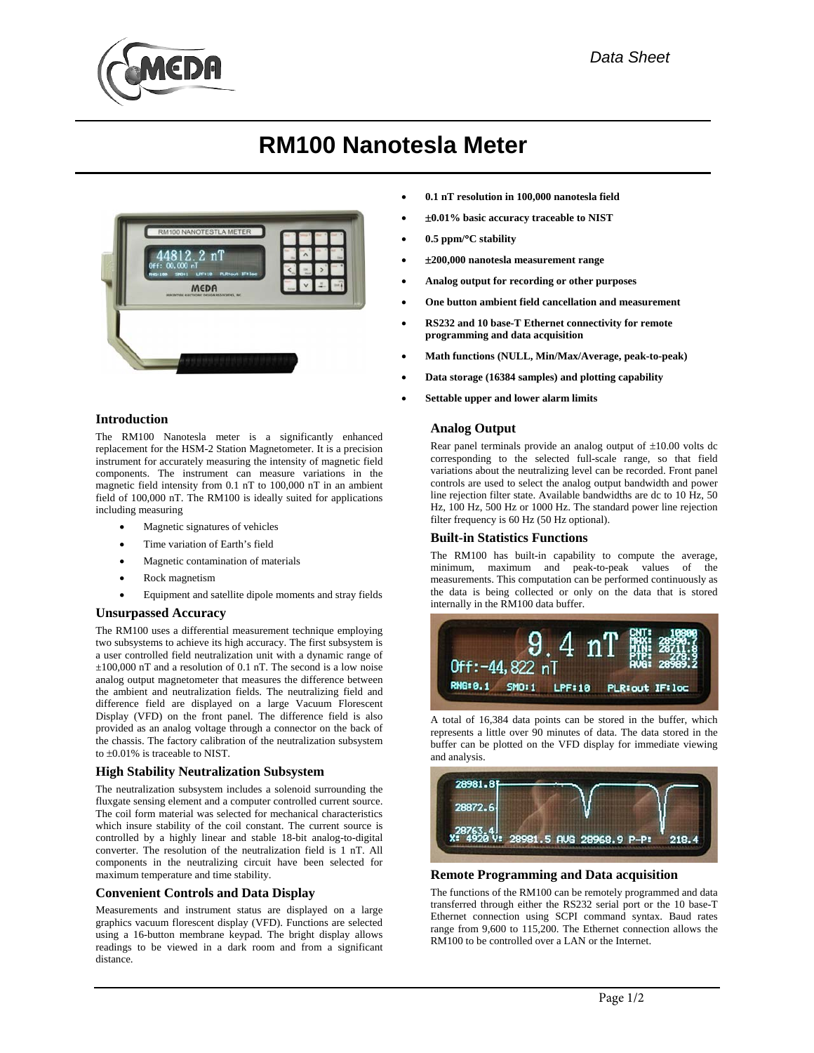# RM100 Nanotesla Meter

- **0.1 nT resolution in 100,000 nanotesla field**
- **±0.01% basic accuracy traceable to NIST**
- **0.5 ppm/°C stability**
- **±200,000 nanotesla measurement range**
- **Analog output for recording or other purposes**
- **One button ambient field cancellation and measurement**
- **RS232 and 10 base-T Ethernet connectivity for remote programming and data acquisition**
- **Math functions (NULL, Min/Max/Average, peak-to-peak)**
- **Data storage (16384 samples) and plotting capability**
- **Settable upper and lower alarm limits**

### Introduction

The RM100 Nanotesla meter is a significantly enhanced replacement for the HSM-2 Station Magnetometer. It is a precision instrument for accurately measuring the intensity of magnetic field components. The instrument can measure variations in the magnetic field intensity from 0.1 nT to 100,000 nT in an ambient field of 100,000 nT. The RM100 is ideally suited for applications including measuring

- Magnetic signatures of vehicles
- Time variation of Earth's field
- Magnetic contamination of materials
- Rock magnetism
- Equipment and satellite dipole moments and stray fields

### Unsurpassed Accuracy

The RM100 uses a differential measurement technique employing two subsystems to achieve its high accuracy. The first subsystem is a user controlled field neutralization unit with a dynamic range of ±100,000 nT and a resolution of 0.1 nT. The second is a low noise analog output magnetometer that measures the difference between the ambient and neutralization fields. The neutralizing field and difference field are displayed on a large Vacuum Florescent Display (VFD) on the front panel. The difference field is also provided as an analog voltage through a connector on the back of the chassis. The factory calibration of the neutralization subsystem to ±0.01% is traceable to NIST.

### High Stability Neutralization Subsystem

The neutralization subsystem includes a solenoid surrounding the fluxgate sensing element and a computer controlled current source. The coil form material was selected for mechanical characteristics which insure stability of the coil constant. The current source is controlled by a highly linear and stable 18-bit analog-to-digital converter. The resolution of the neutralization field is 1 nT. All components in the neutralizing circuit have been selected for maximum temperature and time stability.

### Convenient Controls and Data Display

Measurements and instrument status are displayed on a large graphics vacuum florescent display (VFD). Functions are selected using a 16-button membrane keypad. The bright display allows readings to be viewed in a dark room and from a significant distance.

### Analog Output

Rear panel terminals provide an analog output of ±10.00 volts dc corresponding to the selected full-scale range, so that field variations about the neutralizing level can be recorded. Front panel controls are used to select the analog output bandwidth and power line rejection filter state. Available bandwidths are dc to 10 Hz, 50 Hz, 100 Hz, 500 Hz or 1000 Hz. The standard power line rejection filter frequency is 60 Hz (50 Hz optional).

### Built-in Statistics Functions

The RM100 has built-in capability to compute the average, minimum, maximum and peak-to-peak values of the measurements. This computation can be performed continuously as the data is being collected or only on the data that is stored internally in the RM100 data buffer.

A total of 16,384 data points can be stored in the buffer, which represents a little over 90 minutes of data. The data stored in the buffer can be plotted on the VFD display for immediate viewing and analysis.

### Remote Programming and Data acquisition

The functions of the RM100 can be remotely programmed and data transferred through either the RS232 serial port or the 10 base-T Ethernet connection using SCPI command syntax. Baud rates range from 9,600 to 115,200. The Ethernet connection allows the RM100 to be controlled over a LAN or the Internet.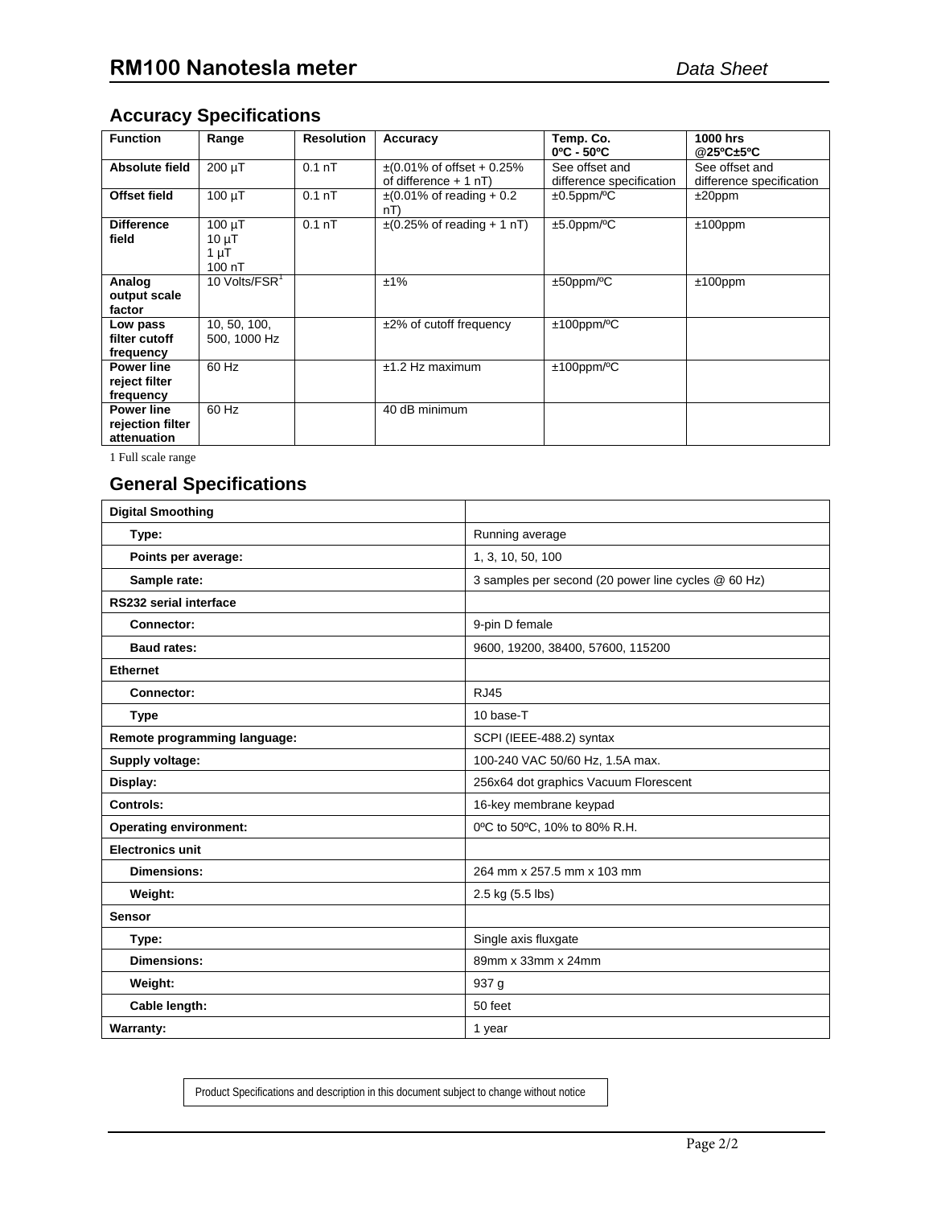## Accuracy Specifications

| Function | Range | Resolution | Accuracy | Temp. Co. 0ºC - 50ºC | 1000 hrs @25ºC±5ºC |
|---|---|---|---|---|---|
| **Absolute field** | 200 µT | 0.1 nT | ±(0.01% of offset + 0.25% of difference + 1 nT) | See offset and difference specification | See offset and difference specification |
| **Offset field** | 100 µT | 0.1 nT | ±(0.01% of reading + 0.2 nT) | ±0.5ppm/ºC | ±20ppm |
| **Difference field** | 100 µT<br>10 µT<br>1 µT<br>100 nT | 0.1 nT | ±(0.25% of reading + 1 nT) | ±5.0ppm/ºC | ±100ppm |
| **Analog output scale factor** | 10 Volts/FSR[1] | | ±1% | ±50ppm/ºC | ±100ppm |
| **Low pass filter cutoff frequency** | 10, 50, 100, 500, 1000 Hz | | ±2% of cutoff frequency | ±100ppm/ºC | |
| **Power line reject filter frequency** | 60 Hz | | ±1.2 Hz maximum | ±100ppm/ºC | |
| **Power line rejection filter attenuation** | 60 Hz | | 40 dB minimum | | |

1 Full scale range

## General Specifications

| | |
|---|---|
| **Digital Smoothing** | |
| **Type:** | Running average |
| **Points per average:** | 1, 3, 10, 50, 100 |
| **Sample rate:** | 3 samples per second (20 power line cycles @ 60 Hz) |
| **RS232 serial interface** | |
| **Connector:** | 9-pin D female |
| **Baud rates:** | 9600, 19200, 38400, 57600, 115200 |
| **Ethernet** | |
| **Connector:** | RJ45 |
| **Type** | 10 base-T |
| **Remote programming language:** | SCPI (IEEE-488.2) syntax |
| **Supply voltage:** | 100-240 VAC 50/60 Hz, 1.5A max. |
| **Display:** | 256x64 dot graphics Vacuum Florescent |
| **Controls:** | 16-key membrane keypad |
| **Operating environment:** | 0ºC to 50ºC, 10% to 80% R.H. |
| **Electronics unit** | |
| **Dimensions:** | 264 mm x 257.5 mm x 103 mm |
| **Weight:** | 2.5 kg (5.5 lbs) |
| **Sensor** | |
| **Type:** | Single axis fluxgate |
| **Dimensions:** | 89mm x 33mm x 24mm |
| **Weight:** | 937 g |
| **Cable length:** | 50 feet |
| **Warranty:** | 1 year |

Product Specifications and description in this document subject to change without notice